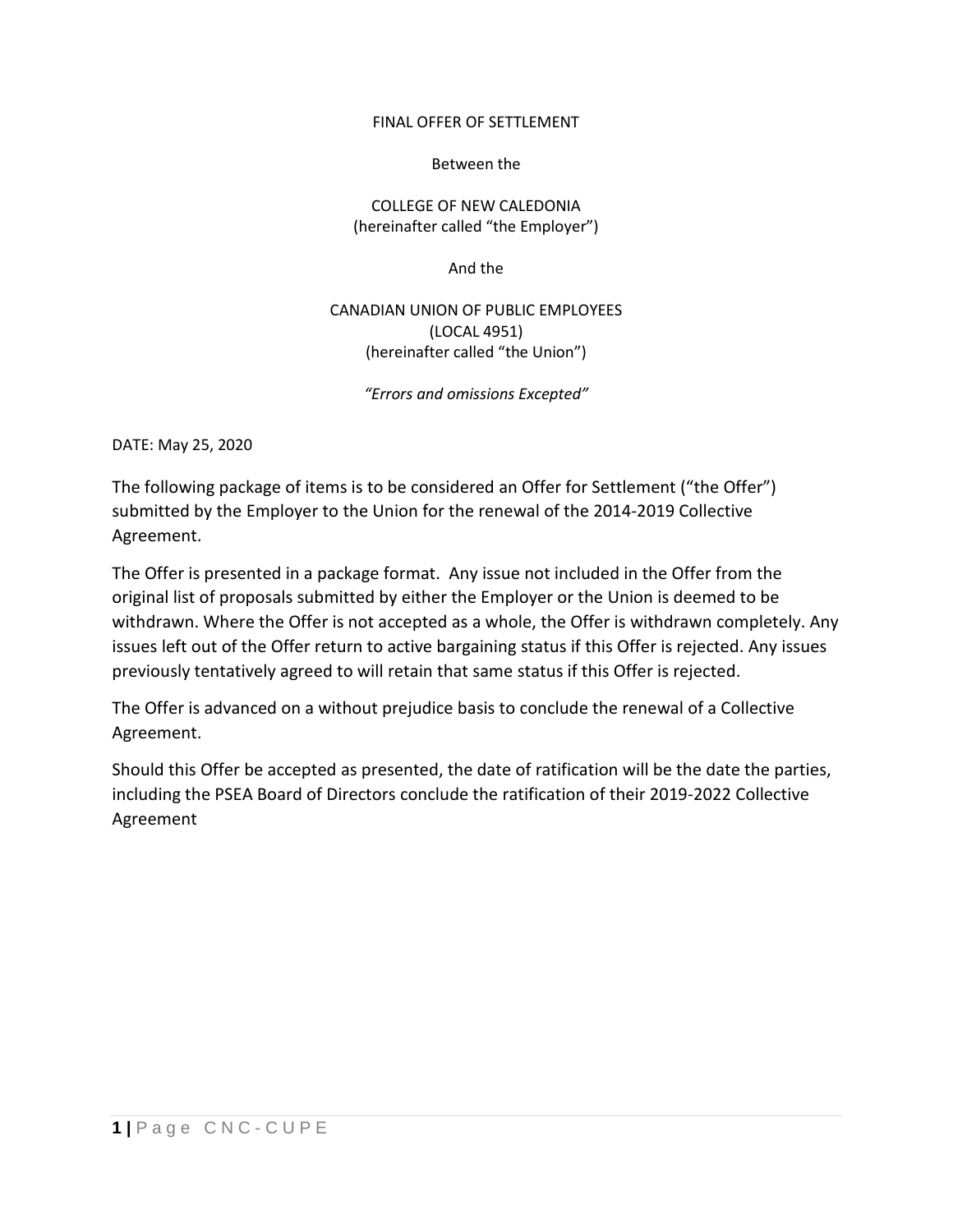FINAL OFFER OF SETTLEMENT

Between the

COLLEGE OF NEW CALEDONIA
(hereinafter called "the Employer")

And the

CANADIAN UNION OF PUBLIC EMPLOYEES
(LOCAL 4951)
(hereinafter called "the Union")

*"Errors and omissions Excepted"*

DATE: May 25, 2020

The following package of items is to be considered an Offer for Settlement ("the Offer") submitted by the Employer to the Union for the renewal of the 2014-2019 Collective Agreement.

The Offer is presented in a package format. Any issue not included in the Offer from the original list of proposals submitted by either the Employer or the Union is deemed to be withdrawn. Where the Offer is not accepted as a whole, the Offer is withdrawn completely. Any issues left out of the Offer return to active bargaining status if this Offer is rejected. Any issues previously tentatively agreed to will retain that same status if this Offer is rejected.

The Offer is advanced on a without prejudice basis to conclude the renewal of a Collective Agreement.

Should this Offer be accepted as presented, the date of ratification will be the date the parties, including the PSEA Board of Directors conclude the ratification of their 2019-2022 Collective Agreement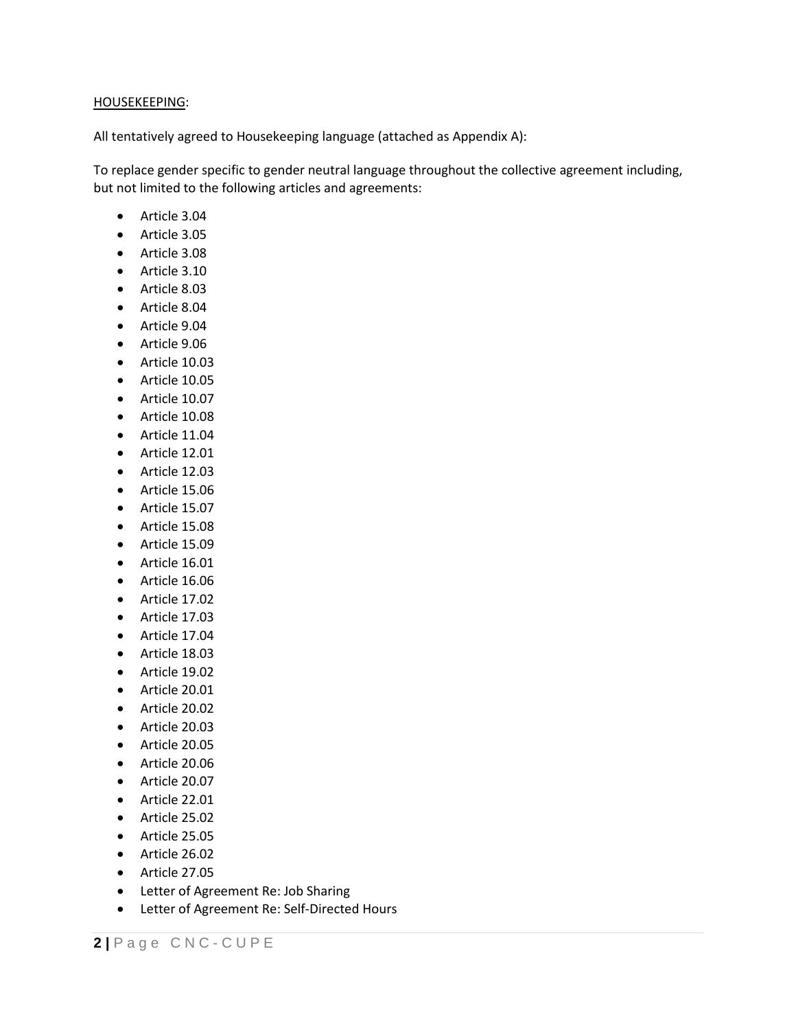HOUSEKEEPING:

All tentatively agreed to Housekeeping language (attached as Appendix A):

To replace gender specific to gender neutral language throughout the collective agreement including, but not limited to the following articles and agreements:

- Article 3.04
- Article 3.05
- Article 3.08
- Article 3.10
- Article 8.03
- Article 8.04
- Article 9.04
- Article 9.06
- Article 10.03
- Article 10.05
- Article 10.07
- Article 10.08
- Article 11.04
- Article 12.01
- Article 12.03
- Article 15.06
- Article 15.07
- Article 15.08
- Article 15.09
- Article 16.01
- Article 16.06
- Article 17.02
- Article 17.03
- Article 17.04
- Article 18.03
- Article 19.02
- Article 20.01
- Article 20.02
- Article 20.03
- Article 20.05
- Article 20.06
- Article 20.07
- Article 22.01
- Article 25.02
- Article 25.05
- Article 26.02
- Article 27.05
- Letter of Agreement Re: Job Sharing
- Letter of Agreement Re: Self-Directed Hours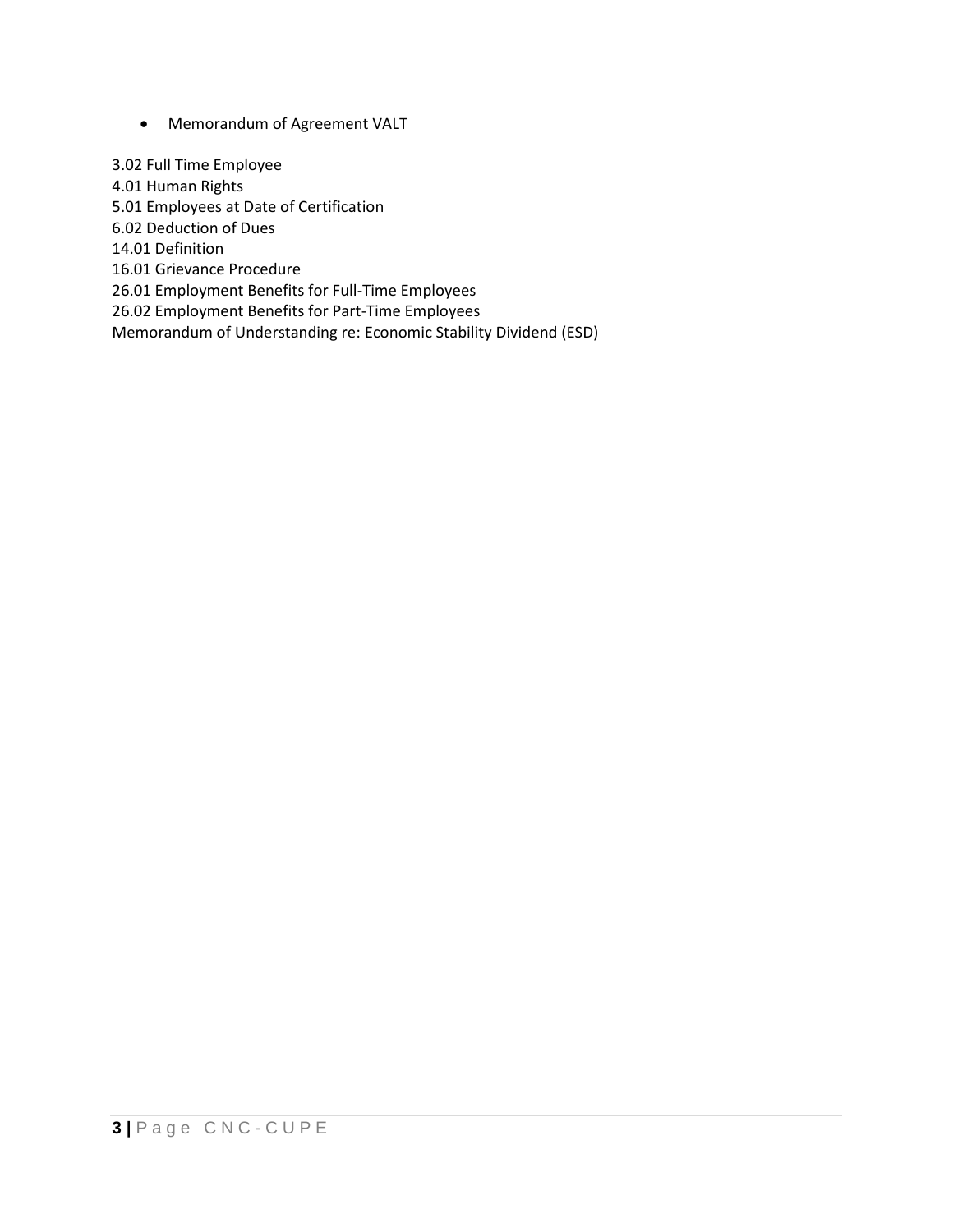- Memorandum of Agreement VALT

3.02 Full Time Employee  
4.01 Human Rights  
5.01 Employees at Date of Certification  
6.02 Deduction of Dues  
14.01 Definition  
16.01 Grievance Procedure  
26.01 Employment Benefits for Full-Time Employees  
26.02 Employment Benefits for Part-Time Employees  
Memorandum of Understanding re: Economic Stability Dividend (ESD)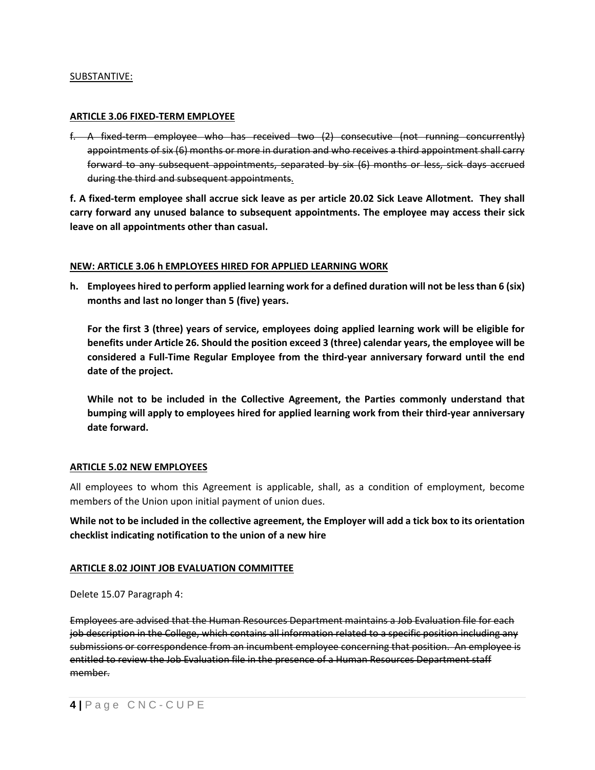<u>SUBSTANTIVE:</u>

**<u>ARTICLE 3.06 FIXED-TERM EMPLOYEE</u>**

~~f. A fixed-term employee who has received two (2) consecutive (not running concurrently) appointments of six (6) months or more in duration and who receives a third appointment shall carry forward to any subsequent appointments, separated by six (6) months or less, sick days accrued during the third and subsequent appointments.~~

**f. A fixed-term employee shall accrue sick leave as per article 20.02 Sick Leave Allotment. They shall carry forward any unused balance to subsequent appointments. The employee may access their sick leave on all appointments other than casual.**

**<u>NEW: ARTICLE 3.06 h EMPLOYEES HIRED FOR APPLIED LEARNING WORK</u>**

**h. Employees hired to perform applied learning work for a defined duration will not be less than 6 (six) months and last no longer than 5 (five) years.**

**For the first 3 (three) years of service, employees doing applied learning work will be eligible for benefits under Article 26. Should the position exceed 3 (three) calendar years, the employee will be considered a Full-Time Regular Employee from the third-year anniversary forward until the end date of the project.**

**While not to be included in the Collective Agreement, the Parties commonly understand that bumping will apply to employees hired for applied learning work from their third-year anniversary date forward.**

**<u>ARTICLE 5.02 NEW EMPLOYEES</u>**

All employees to whom this Agreement is applicable, shall, as a condition of employment, become members of the Union upon initial payment of union dues.

**While not to be included in the collective agreement, the Employer will add a tick box to its orientation checklist indicating notification to the union of a new hire**

**<u>ARTICLE 8.02 JOINT JOB EVALUATION COMMITTEE</u>**

Delete 15.07 Paragraph 4:

~~Employees are advised that the Human Resources Department maintains a Job Evaluation file for each job description in the College, which contains all information related to a specific position including any submissions or correspondence from an incumbent employee concerning that position. An employee is entitled to review the Job Evaluation file in the presence of a Human Resources Department staff member.~~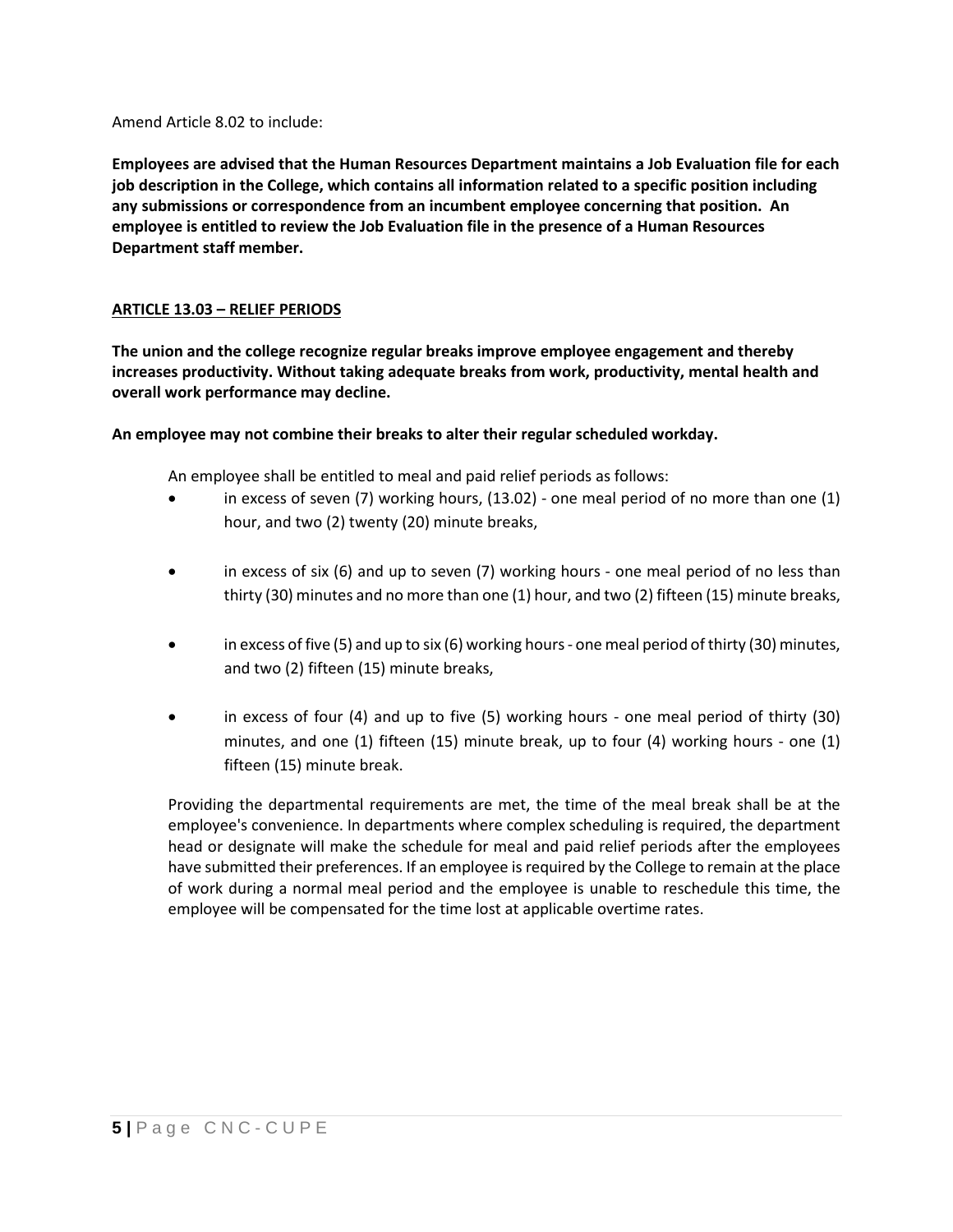Amend Article 8.02 to include:

**Employees are advised that the Human Resources Department maintains a Job Evaluation file for each job description in the College, which contains all information related to a specific position including any submissions or correspondence from an incumbent employee concerning that position. An employee is entitled to review the Job Evaluation file in the presence of a Human Resources Department staff member.**

**ARTICLE 13.03 – RELIEF PERIODS**

**The union and the college recognize regular breaks improve employee engagement and thereby increases productivity. Without taking adequate breaks from work, productivity, mental health and overall work performance may decline.**

**An employee may not combine their breaks to alter their regular scheduled workday.**

An employee shall be entitled to meal and paid relief periods as follows:

- in excess of seven (7) working hours, (13.02) - one meal period of no more than one (1) hour, and two (2) twenty (20) minute breaks,
- in excess of six (6) and up to seven (7) working hours - one meal period of no less than thirty (30) minutes and no more than one (1) hour, and two (2) fifteen (15) minute breaks,
- in excess of five (5) and up to six (6) working hours - one meal period of thirty (30) minutes, and two (2) fifteen (15) minute breaks,
- in excess of four (4) and up to five (5) working hours - one meal period of thirty (30) minutes, and one (1) fifteen (15) minute break, up to four (4) working hours - one (1) fifteen (15) minute break.

Providing the departmental requirements are met, the time of the meal break shall be at the employee's convenience. In departments where complex scheduling is required, the department head or designate will make the schedule for meal and paid relief periods after the employees have submitted their preferences. If an employee is required by the College to remain at the place of work during a normal meal period and the employee is unable to reschedule this time, the employee will be compensated for the time lost at applicable overtime rates.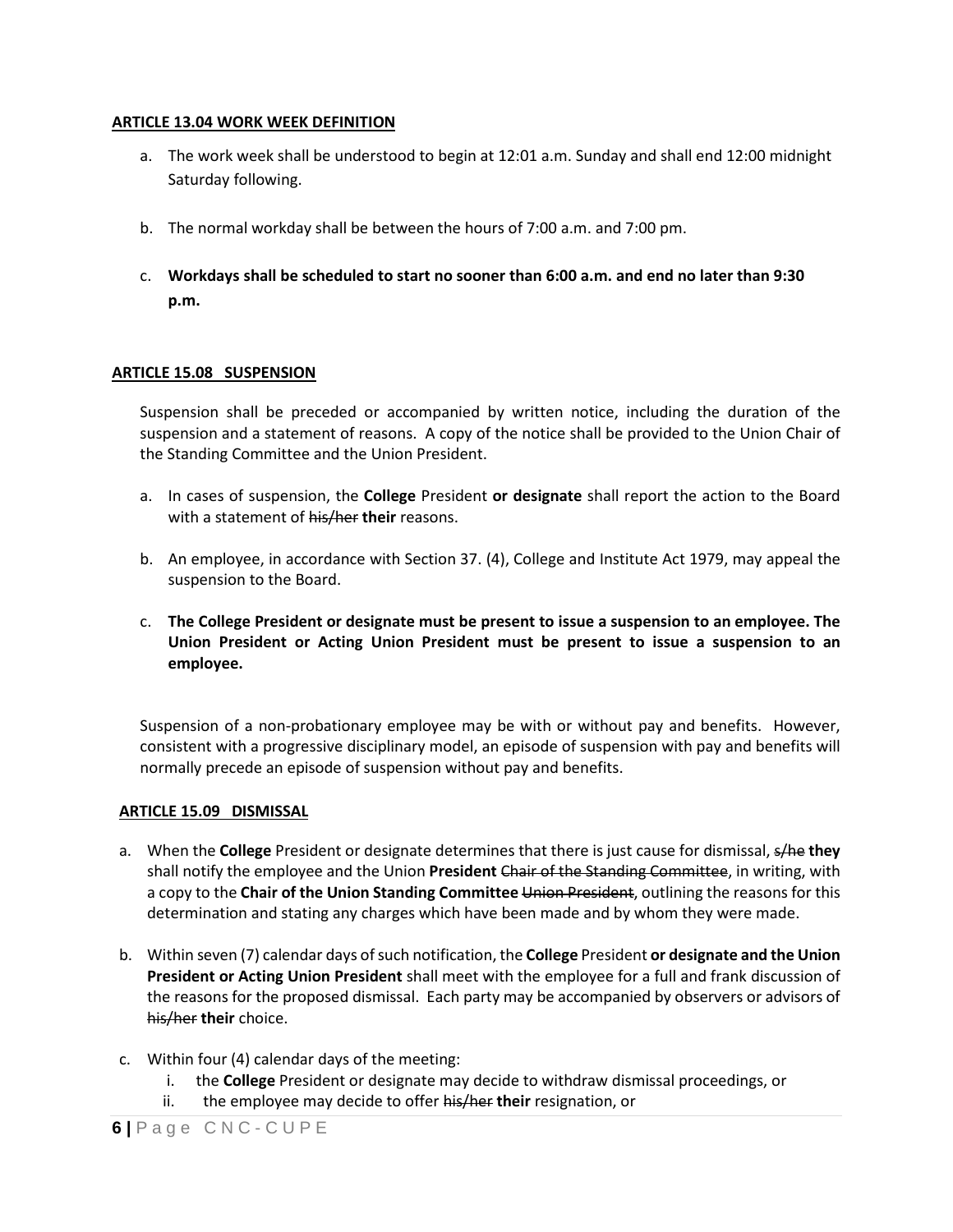**ARTICLE 13.04 WORK WEEK DEFINITION**

a. The work week shall be understood to begin at 12:01 a.m. Sunday and shall end 12:00 midnight Saturday following.

b. The normal workday shall be between the hours of 7:00 a.m. and 7:00 pm.

c. **Workdays shall be scheduled to start no sooner than 6:00 a.m. and end no later than 9:30 p.m.**

**ARTICLE 15.08 SUSPENSION**

Suspension shall be preceded or accompanied by written notice, including the duration of the suspension and a statement of reasons. A copy of the notice shall be provided to the Union Chair of the Standing Committee and the Union President.

a. In cases of suspension, the **College** President **or designate** shall report the action to the Board with a statement of ~~his/her~~ **their** reasons.

b. An employee, in accordance with Section 37. (4), College and Institute Act 1979, may appeal the suspension to the Board.

c. **The College President or designate must be present to issue a suspension to an employee. The Union President or Acting Union President must be present to issue a suspension to an employee.**

Suspension of a non-probationary employee may be with or without pay and benefits. However, consistent with a progressive disciplinary model, an episode of suspension with pay and benefits will normally precede an episode of suspension without pay and benefits.

**ARTICLE 15.09 DISMISSAL**

a. When the **College** President or designate determines that there is just cause for dismissal, ~~s/he~~ **they** shall notify the employee and the Union **President** ~~Chair of the Standing Committee~~, in writing, with a copy to the **Chair of the Union Standing Committee** ~~Union President~~, outlining the reasons for this determination and stating any charges which have been made and by whom they were made.

b. Within seven (7) calendar days of such notification, the **College** President **or designate and the Union President or Acting Union President** shall meet with the employee for a full and frank discussion of the reasons for the proposed dismissal. Each party may be accompanied by observers or advisors of ~~his/her~~ **their** choice.

c. Within four (4) calendar days of the meeting:
   i. the **College** President or designate may decide to withdraw dismissal proceedings, or
   ii. the employee may decide to offer ~~his/her~~ **their** resignation, or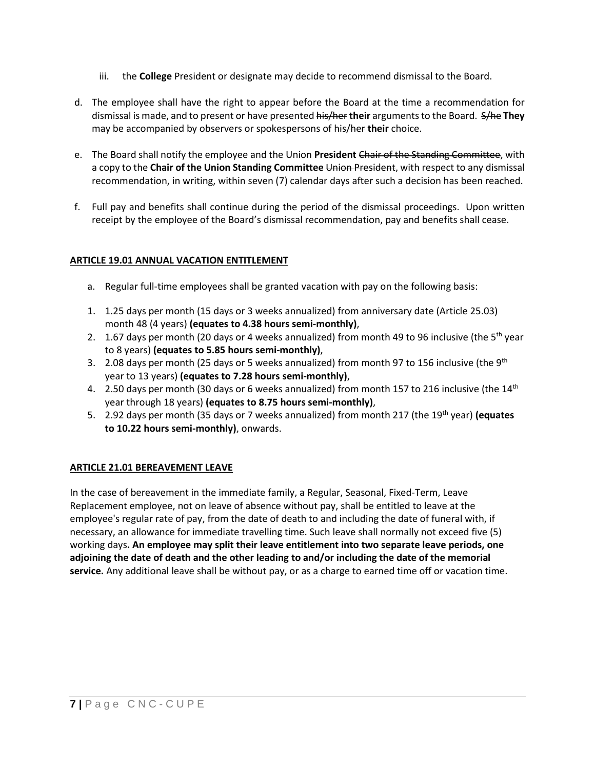iii. the **College** President or designate may decide to recommend dismissal to the Board.

d. The employee shall have the right to appear before the Board at the time a recommendation for dismissal is made, and to present or have presented ~~his/her~~ **their** arguments to the Board. ~~S/he~~ **They** may be accompanied by observers or spokespersons of ~~his/her~~ **their** choice.

e. The Board shall notify the employee and the Union **President** ~~Chair of the Standing Committee~~, with a copy to the **Chair of the Union Standing Committee** ~~Union President~~, with respect to any dismissal recommendation, in writing, within seven (7) calendar days after such a decision has been reached.

f. Full pay and benefits shall continue during the period of the dismissal proceedings. Upon written receipt by the employee of the Board's dismissal recommendation, pay and benefits shall cease.

## ARTICLE 19.01 ANNUAL VACATION ENTITLEMENT

a. Regular full-time employees shall be granted vacation with pay on the following basis:

1. 1.25 days per month (15 days or 3 weeks annualized) from anniversary date (Article 25.03) month 48 (4 years) **(equates to 4.38 hours semi-monthly)**,
2. 1.67 days per month (20 days or 4 weeks annualized) from month 49 to 96 inclusive (the 5th year to 8 years) **(equates to 5.85 hours semi-monthly)**,
3. 2.08 days per month (25 days or 5 weeks annualized) from month 97 to 156 inclusive (the 9th year to 13 years) **(equates to 7.28 hours semi-monthly)**,
4. 2.50 days per month (30 days or 6 weeks annualized) from month 157 to 216 inclusive (the 14th year through 18 years) **(equates to 8.75 hours semi-monthly)**,
5. 2.92 days per month (35 days or 7 weeks annualized) from month 217 (the 19th year) **(equates to 10.22 hours semi-monthly)**, onwards.

## ARTICLE 21.01 BEREAVEMENT LEAVE

In the case of bereavement in the immediate family, a Regular, Seasonal, Fixed-Term, Leave Replacement employee, not on leave of absence without pay, shall be entitled to leave at the employee's regular rate of pay, from the date of death to and including the date of funeral with, if necessary, an allowance for immediate travelling time. Such leave shall normally not exceed five (5) working days**. An employee may split their leave entitlement into two separate leave periods, one adjoining the date of death and the other leading to and/or including the date of the memorial service.** Any additional leave shall be without pay, or as a charge to earned time off or vacation time.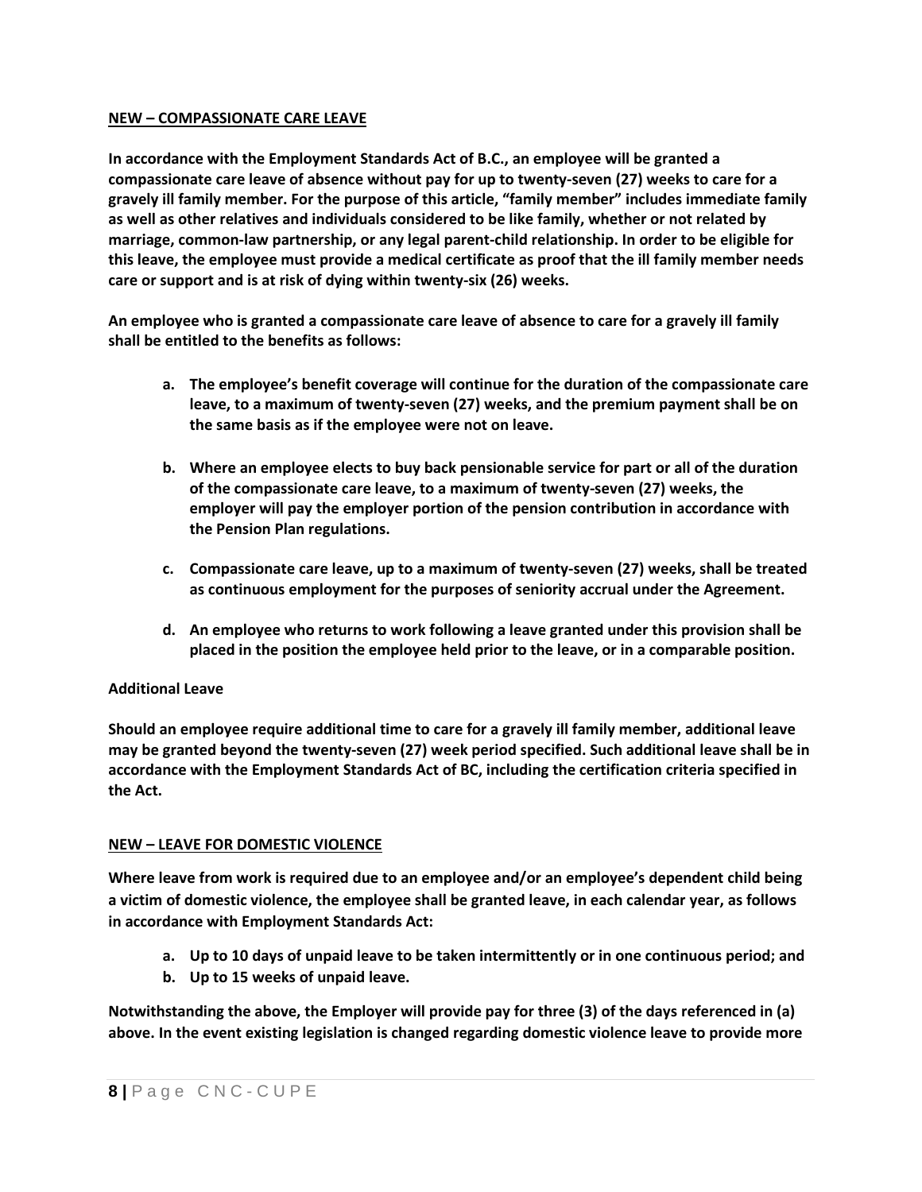**<u>NEW – COMPASSIONATE CARE LEAVE</u>**

**In accordance with the Employment Standards Act of B.C., an employee will be granted a compassionate care leave of absence without pay for up to twenty-seven (27) weeks to care for a gravely ill family member. For the purpose of this article, "family member" includes immediate family as well as other relatives and individuals considered to be like family, whether or not related by marriage, common-law partnership, or any legal parent-child relationship. In order to be eligible for this leave, the employee must provide a medical certificate as proof that the ill family member needs care or support and is at risk of dying within twenty-six (26) weeks.**

**An employee who is granted a compassionate care leave of absence to care for a gravely ill family shall be entitled to the benefits as follows:**

a. **The employee's benefit coverage will continue for the duration of the compassionate care leave, to a maximum of twenty-seven (27) weeks, and the premium payment shall be on the same basis as if the employee were not on leave.**

b. **Where an employee elects to buy back pensionable service for part or all of the duration of the compassionate care leave, to a maximum of twenty-seven (27) weeks, the employer will pay the employer portion of the pension contribution in accordance with the Pension Plan regulations.**

c. **Compassionate care leave, up to a maximum of twenty-seven (27) weeks, shall be treated as continuous employment for the purposes of seniority accrual under the Agreement.**

d. **An employee who returns to work following a leave granted under this provision shall be placed in the position the employee held prior to the leave, or in a comparable position.**

**Additional Leave**

**Should an employee require additional time to care for a gravely ill family member, additional leave may be granted beyond the twenty-seven (27) week period specified. Such additional leave shall be in accordance with the Employment Standards Act of BC, including the certification criteria specified in the Act.**

**<u>NEW – LEAVE FOR DOMESTIC VIOLENCE</u>**

**Where leave from work is required due to an employee and/or an employee's dependent child being a victim of domestic violence, the employee shall be granted leave, in each calendar year, as follows in accordance with Employment Standards Act:**

a. **Up to 10 days of unpaid leave to be taken intermittently or in one continuous period; and**
b. **Up to 15 weeks of unpaid leave.**

**Notwithstanding the above, the Employer will provide pay for three (3) of the days referenced in (a) above. In the event existing legislation is changed regarding domestic violence leave to provide more**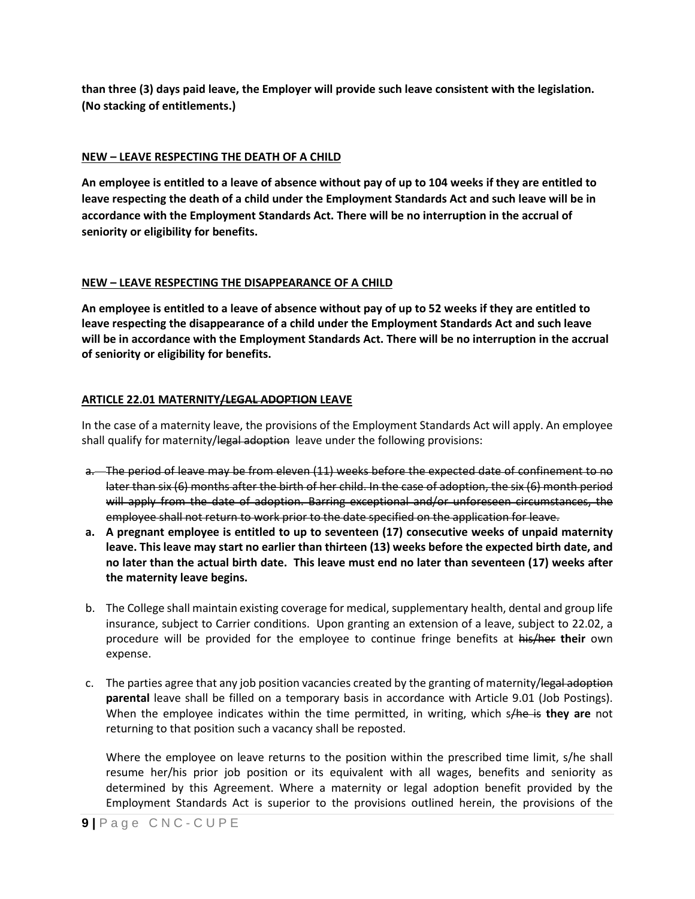**than three (3) days paid leave, the Employer will provide such leave consistent with the legislation. (No stacking of entitlements.)**

**NEW – LEAVE RESPECTING THE DEATH OF A CHILD**

**An employee is entitled to a leave of absence without pay of up to 104 weeks if they are entitled to leave respecting the death of a child under the Employment Standards Act and such leave will be in accordance with the Employment Standards Act. There will be no interruption in the accrual of seniority or eligibility for benefits.**

**NEW – LEAVE RESPECTING THE DISAPPEARANCE OF A CHILD**

**An employee is entitled to a leave of absence without pay of up to 52 weeks if they are entitled to leave respecting the disappearance of a child under the Employment Standards Act and such leave will be in accordance with the Employment Standards Act. There will be no interruption in the accrual of seniority or eligibility for benefits.**

**ARTICLE 22.01 MATERNITY~~/LEGAL ADOPTION~~ LEAVE**

In the case of a maternity leave, the provisions of the Employment Standards Act will apply. An employee shall qualify for maternity/~~legal adoption~~ leave under the following provisions:

~~a. The period of leave may be from eleven (11) weeks before the expected date of confinement to no later than six (6) months after the birth of her child. In the case of adoption, the six (6) month period will apply from the date of adoption. Barring exceptional and/or unforeseen circumstances, the employee shall not return to work prior to the date specified on the application for leave.~~

**a. A pregnant employee is entitled to up to seventeen (17) consecutive weeks of unpaid maternity leave. This leave may start no earlier than thirteen (13) weeks before the expected birth date, and no later than the actual birth date. This leave must end no later than seventeen (17) weeks after the maternity leave begins.**

b. The College shall maintain existing coverage for medical, supplementary health, dental and group life insurance, subject to Carrier conditions. Upon granting an extension of a leave, subject to 22.02, a procedure will be provided for the employee to continue fringe benefits at ~~his/her~~ **their** own expense.

c. The parties agree that any job position vacancies created by the granting of maternity/~~legal adoption~~ **parental** leave shall be filled on a temporary basis in accordance with Article 9.01 (Job Postings). When the employee indicates within the time permitted, in writing, which s~~/he is~~ **they are** not returning to that position such a vacancy shall be reposted.

   Where the employee on leave returns to the position within the prescribed time limit, s/he shall resume her/his prior job position or its equivalent with all wages, benefits and seniority as determined by this Agreement. Where a maternity or legal adoption benefit provided by the Employment Standards Act is superior to the provisions outlined herein, the provisions of the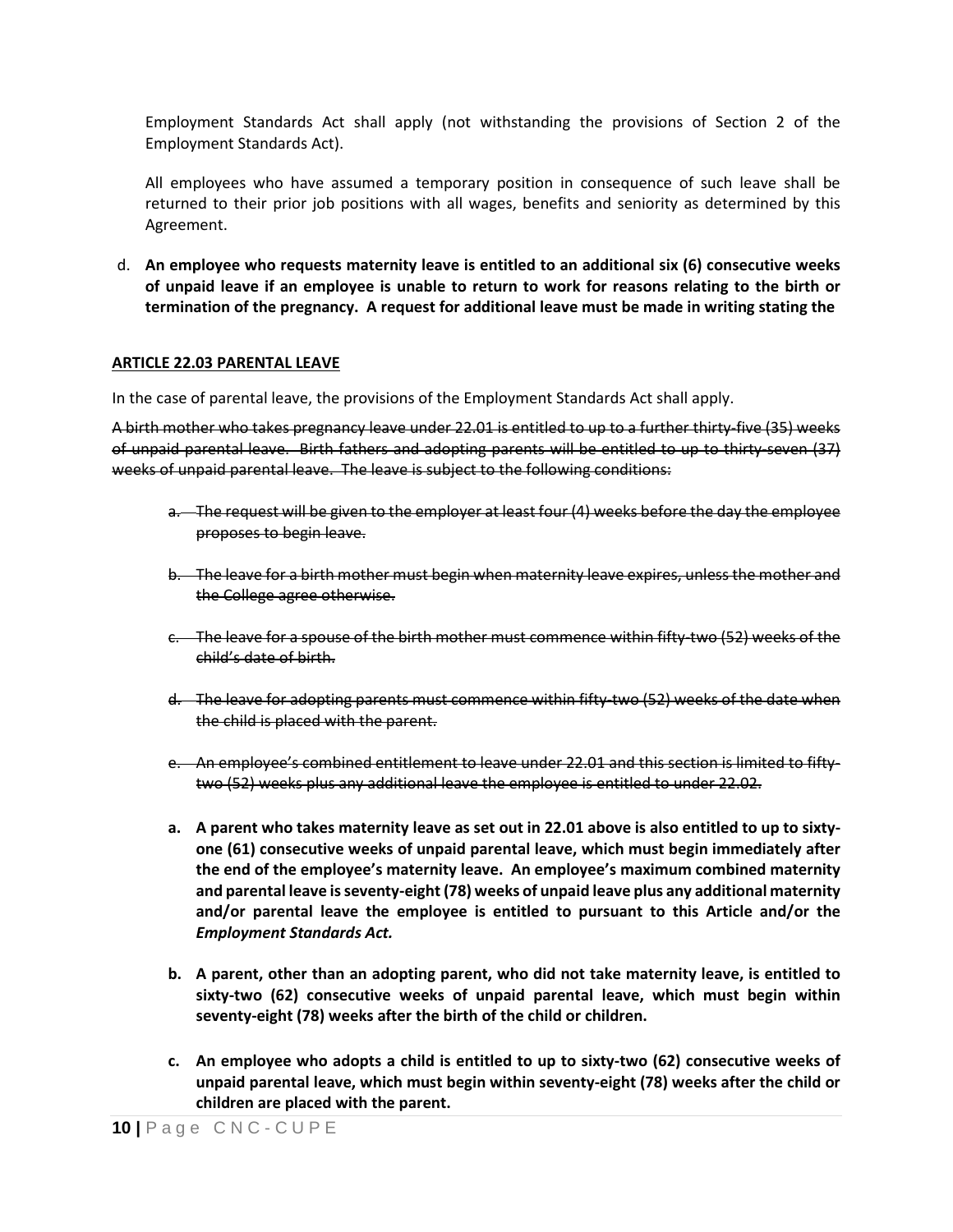Employment Standards Act shall apply (not withstanding the provisions of Section 2 of the Employment Standards Act).

All employees who have assumed a temporary position in consequence of such leave shall be returned to their prior job positions with all wages, benefits and seniority as determined by this Agreement.

d. **An employee who requests maternity leave is entitled to an additional six (6) consecutive weeks of unpaid leave if an employee is unable to return to work for reasons relating to the birth or termination of the pregnancy. A request for additional leave must be made in writing stating the**

**ARTICLE 22.03 PARENTAL LEAVE**

In the case of parental leave, the provisions of the Employment Standards Act shall apply.

~~A birth mother who takes pregnancy leave under 22.01 is entitled to up to a further thirty-five (35) weeks of unpaid parental leave. Birth fathers and adopting parents will be entitled to up to thirty-seven (37) weeks of unpaid parental leave. The leave is subject to the following conditions:~~

~~a. The request will be given to the employer at least four (4) weeks before the day the employee proposes to begin leave.~~

~~b. The leave for a birth mother must begin when maternity leave expires, unless the mother and the College agree otherwise.~~

~~c. The leave for a spouse of the birth mother must commence within fifty-two (52) weeks of the child's date of birth.~~

~~d. The leave for adopting parents must commence within fifty-two (52) weeks of the date when the child is placed with the parent.~~

~~e. An employee's combined entitlement to leave under 22.01 and this section is limited to fifty-two (52) weeks plus any additional leave the employee is entitled to under 22.02.~~

a. **A parent who takes maternity leave as set out in 22.01 above is also entitled to up to sixty-one (61) consecutive weeks of unpaid parental leave, which must begin immediately after the end of the employee's maternity leave. An employee's maximum combined maternity and parental leave is seventy-eight (78) weeks of unpaid leave plus any additional maternity and/or parental leave the employee is entitled to pursuant to this Article and/or the *Employment Standards Act.***

b. **A parent, other than an adopting parent, who did not take maternity leave, is entitled to sixty-two (62) consecutive weeks of unpaid parental leave, which must begin within seventy-eight (78) weeks after the birth of the child or children.**

c. **An employee who adopts a child is entitled to up to sixty-two (62) consecutive weeks of unpaid parental leave, which must begin within seventy-eight (78) weeks after the child or children are placed with the parent.**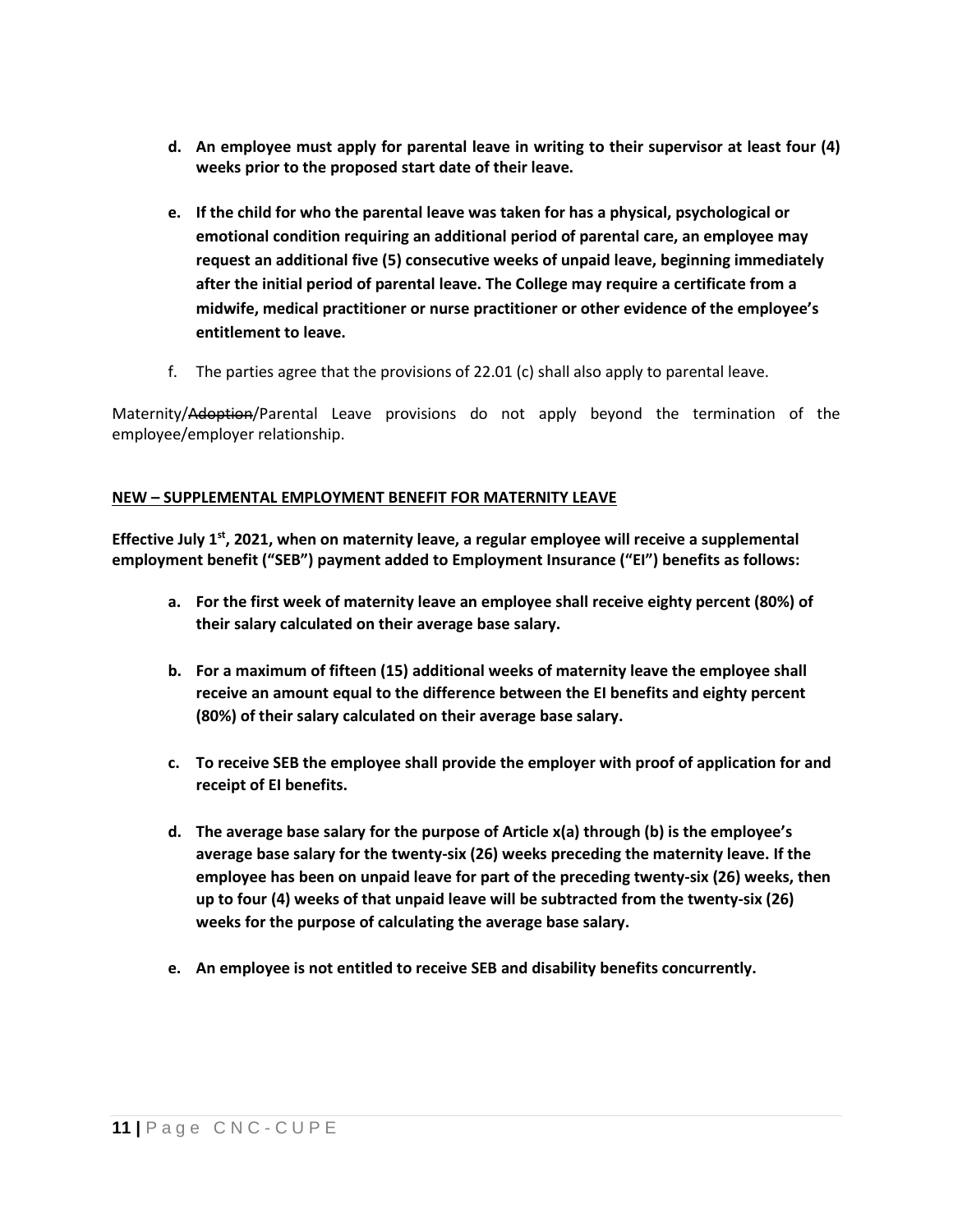- **d. An employee must apply for parental leave in writing to their supervisor at least four (4) weeks prior to the proposed start date of their leave.**

- **e. If the child for who the parental leave was taken for has a physical, psychological or emotional condition requiring an additional period of parental care, an employee may request an additional five (5) consecutive weeks of unpaid leave, beginning immediately after the initial period of parental leave. The College may require a certificate from a midwife, medical practitioner or nurse practitioner or other evidence of the employee's entitlement to leave.**

- f. The parties agree that the provisions of 22.01 (c) shall also apply to parental leave.

Maternity/~~Adoption~~/Parental Leave provisions do not apply beyond the termination of the employee/employer relationship.

**NEW – SUPPLEMENTAL EMPLOYMENT BENEFIT FOR MATERNITY LEAVE**

**Effective July 1st, 2021, when on maternity leave, a regular employee will receive a supplemental employment benefit ("SEB") payment added to Employment Insurance ("EI") benefits as follows:**

- **a. For the first week of maternity leave an employee shall receive eighty percent (80%) of their salary calculated on their average base salary.**

- **b. For a maximum of fifteen (15) additional weeks of maternity leave the employee shall receive an amount equal to the difference between the EI benefits and eighty percent (80%) of their salary calculated on their average base salary.**

- **c. To receive SEB the employee shall provide the employer with proof of application for and receipt of EI benefits.**

- **d. The average base salary for the purpose of Article x(a) through (b) is the employee's average base salary for the twenty-six (26) weeks preceding the maternity leave. If the employee has been on unpaid leave for part of the preceding twenty-six (26) weeks, then up to four (4) weeks of that unpaid leave will be subtracted from the twenty-six (26) weeks for the purpose of calculating the average base salary.**

- **e. An employee is not entitled to receive SEB and disability benefits concurrently.**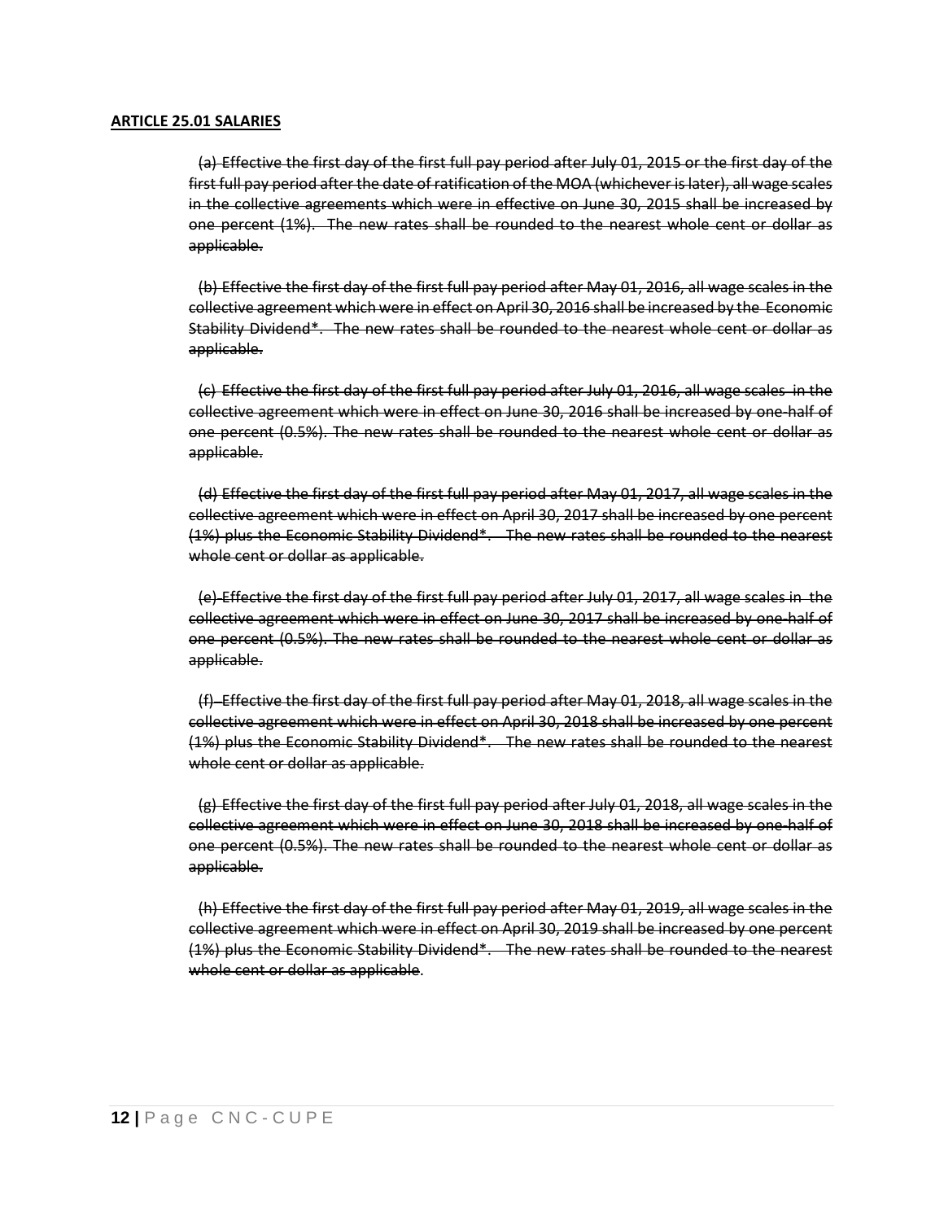**ARTICLE 25.01 SALARIES**

~~(a) Effective the first day of the first full pay period after July 01, 2015 or the first day of the first full pay period after the date of ratification of the MOA (whichever is later), all wage scales in the collective agreements which were in effective on June 30, 2015 shall be increased by one percent (1%). The new rates shall be rounded to the nearest whole cent or dollar as applicable.~~

~~(b) Effective the first day of the first full pay period after May 01, 2016, all wage scales in the collective agreement which were in effect on April 30, 2016 shall be increased by the Economic Stability Dividend*. The new rates shall be rounded to the nearest whole cent or dollar as applicable.~~

~~(c) Effective the first day of the first full pay period after July 01, 2016, all wage scales in the collective agreement which were in effect on June 30, 2016 shall be increased by one-half of one percent (0.5%). The new rates shall be rounded to the nearest whole cent or dollar as applicable.~~

~~(d) Effective the first day of the first full pay period after May 01, 2017, all wage scales in the collective agreement which were in effect on April 30, 2017 shall be increased by one percent (1%) plus the Economic Stability Dividend*. The new rates shall be rounded to the nearest whole cent or dollar as applicable.~~

~~(e) Effective the first day of the first full pay period after July 01, 2017, all wage scales in the collective agreement which were in effect on June 30, 2017 shall be increased by one-half of one percent (0.5%). The new rates shall be rounded to the nearest whole cent or dollar as applicable.~~

~~(f) Effective the first day of the first full pay period after May 01, 2018, all wage scales in the collective agreement which were in effect on April 30, 2018 shall be increased by one percent (1%) plus the Economic Stability Dividend*. The new rates shall be rounded to the nearest whole cent or dollar as applicable.~~

~~(g) Effective the first day of the first full pay period after July 01, 2018, all wage scales in the collective agreement which were in effect on June 30, 2018 shall be increased by one-half of one percent (0.5%). The new rates shall be rounded to the nearest whole cent or dollar as applicable.~~

~~(h) Effective the first day of the first full pay period after May 01, 2019, all wage scales in the collective agreement which were in effect on April 30, 2019 shall be increased by one percent (1%) plus the Economic Stability Dividend*. The new rates shall be rounded to the nearest whole cent or dollar as applicable~~.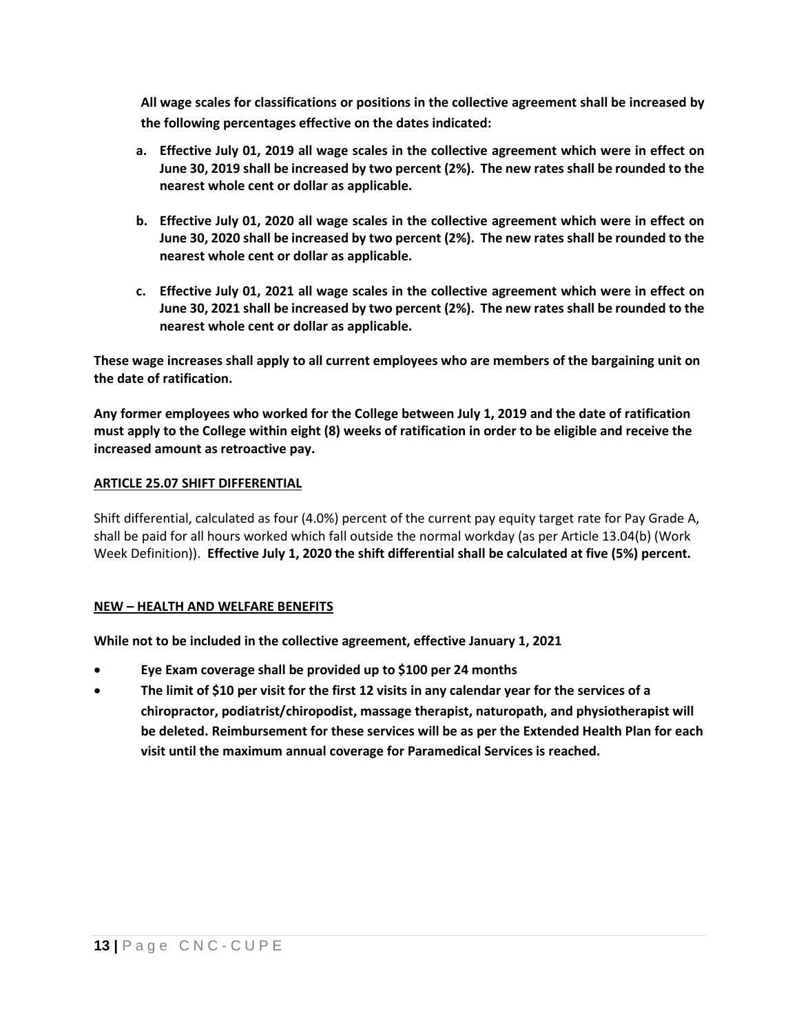**All wage scales for classifications or positions in the collective agreement shall be increased by the following percentages effective on the dates indicated:**

a. **Effective July 01, 2019 all wage scales in the collective agreement which were in effect on June 30, 2019 shall be increased by two percent (2%). The new rates shall be rounded to the nearest whole cent or dollar as applicable.**

b. **Effective July 01, 2020 all wage scales in the collective agreement which were in effect on June 30, 2020 shall be increased by two percent (2%). The new rates shall be rounded to the nearest whole cent or dollar as applicable.**

c. **Effective July 01, 2021 all wage scales in the collective agreement which were in effect on June 30, 2021 shall be increased by two percent (2%). The new rates shall be rounded to the nearest whole cent or dollar as applicable.**

**These wage increases shall apply to all current employees who are members of the bargaining unit on the date of ratification.**

**Any former employees who worked for the College between July 1, 2019 and the date of ratification must apply to the College within eight (8) weeks of ratification in order to be eligible and receive the increased amount as retroactive pay.**

**ARTICLE 25.07 SHIFT DIFFERENTIAL**

Shift differential, calculated as four (4.0%) percent of the current pay equity target rate for Pay Grade A, shall be paid for all hours worked which fall outside the normal workday (as per Article 13.04(b) (Work Week Definition)). **Effective July 1, 2020 the shift differential shall be calculated at five (5%) percent.**

**NEW – HEALTH AND WELFARE BENEFITS**

**While not to be included in the collective agreement, effective January 1, 2021**

- **Eye Exam coverage shall be provided up to $100 per 24 months**
- **The limit of $10 per visit for the first 12 visits in any calendar year for the services of a chiropractor, podiatrist/chiropodist, massage therapist, naturopath, and physiotherapist will be deleted. Reimbursement for these services will be as per the Extended Health Plan for each visit until the maximum annual coverage for Paramedical Services is reached.**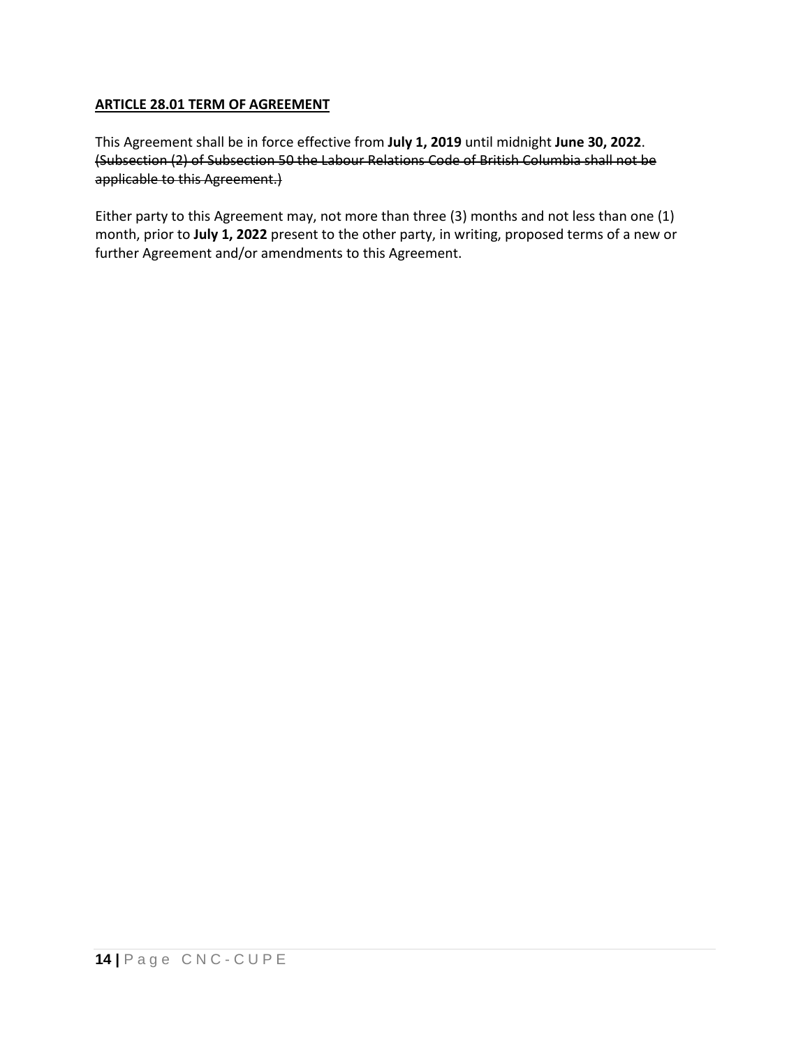**ARTICLE 28.01 TERM OF AGREEMENT**

This Agreement shall be in force effective from **July 1, 2019** until midnight **June 30, 2022**. ~~(Subsection (2) of Subsection 50 the Labour Relations Code of British Columbia shall not be applicable to this Agreement.)~~

Either party to this Agreement may, not more than three (3) months and not less than one (1) month, prior to **July 1, 2022** present to the other party, in writing, proposed terms of a new or further Agreement and/or amendments to this Agreement.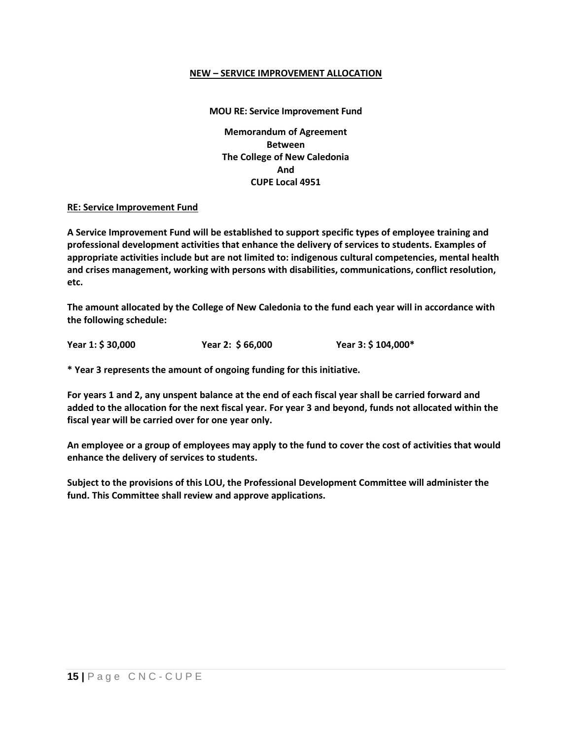## NEW – SERVICE IMPROVEMENT ALLOCATION

**MOU RE: Service Improvement Fund**

**Memorandum of Agreement**
**Between**
**The College of New Caledonia**
**And**
**CUPE Local 4951**

**RE: Service Improvement Fund**

**A Service Improvement Fund will be established to support specific types of employee training and professional development activities that enhance the delivery of services to students. Examples of appropriate activities include but are not limited to: indigenous cultural competencies, mental health and crises management, working with persons with disabilities, communications, conflict resolution, etc.**

**The amount allocated by the College of New Caledonia to the fund each year will in accordance with the following schedule:**

**Year 1: $ 30,000 Year 2: $ 66,000 Year 3: $ 104,000***

**\* Year 3 represents the amount of ongoing funding for this initiative.**

**For years 1 and 2, any unspent balance at the end of each fiscal year shall be carried forward and added to the allocation for the next fiscal year. For year 3 and beyond, funds not allocated within the fiscal year will be carried over for one year only.**

**An employee or a group of employees may apply to the fund to cover the cost of activities that would enhance the delivery of services to students.**

**Subject to the provisions of this LOU, the Professional Development Committee will administer the fund. This Committee shall review and approve applications.**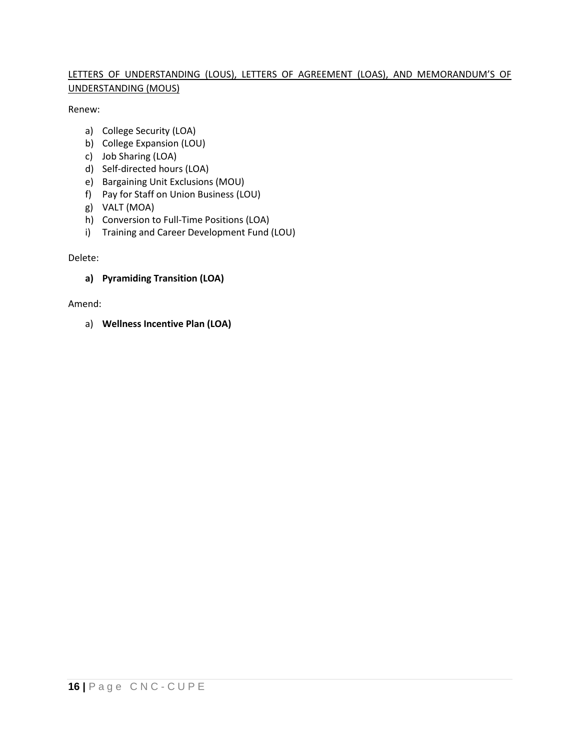<u>LETTERS OF UNDERSTANDING (LOUS), LETTERS OF AGREEMENT (LOAS), AND MEMORANDUM'S OF UNDERSTANDING (MOUS)</u>

Renew:

a) College Security (LOA)
b) College Expansion (LOU)
c) Job Sharing (LOA)
d) Self-directed hours (LOA)
e) Bargaining Unit Exclusions (MOU)
f) Pay for Staff on Union Business (LOU)
g) VALT (MOA)
h) Conversion to Full-Time Positions (LOA)
i) Training and Career Development Fund (LOU)

Delete:

**a) Pyramiding Transition (LOA)**

Amend:

a) **Wellness Incentive Plan (LOA)**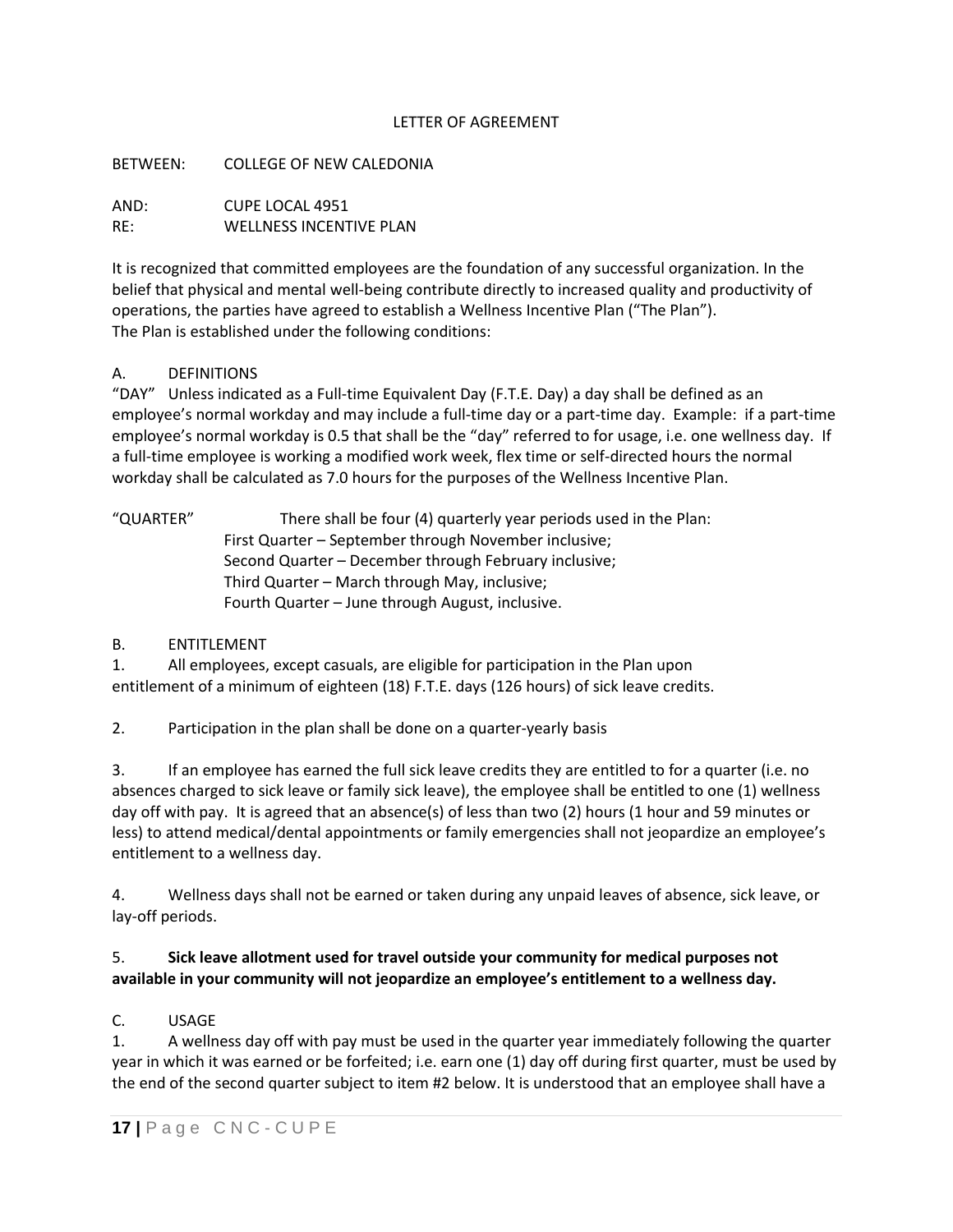LETTER OF AGREEMENT

BETWEEN: COLLEGE OF NEW CALEDONIA

AND: CUPE LOCAL 4951
RE: WELLNESS INCENTIVE PLAN

It is recognized that committed employees are the foundation of any successful organization. In the belief that physical and mental well-being contribute directly to increased quality and productivity of operations, the parties have agreed to establish a Wellness Incentive Plan ("The Plan"). The Plan is established under the following conditions:

A. DEFINITIONS

"DAY" Unless indicated as a Full-time Equivalent Day (F.T.E. Day) a day shall be defined as an employee's normal workday and may include a full-time day or a part-time day. Example: if a part-time employee's normal workday is 0.5 that shall be the "day" referred to for usage, i.e. one wellness day. If a full-time employee is working a modified work week, flex time or self-directed hours the normal workday shall be calculated as 7.0 hours for the purposes of the Wellness Incentive Plan.

"QUARTER" There shall be four (4) quarterly year periods used in the Plan:
First Quarter – September through November inclusive;
Second Quarter – December through February inclusive;
Third Quarter – March through May, inclusive;
Fourth Quarter – June through August, inclusive.

B. ENTITLEMENT

1. All employees, except casuals, are eligible for participation in the Plan upon entitlement of a minimum of eighteen (18) F.T.E. days (126 hours) of sick leave credits.

2. Participation in the plan shall be done on a quarter-yearly basis

3. If an employee has earned the full sick leave credits they are entitled to for a quarter (i.e. no absences charged to sick leave or family sick leave), the employee shall be entitled to one (1) wellness day off with pay. It is agreed that an absence(s) of less than two (2) hours (1 hour and 59 minutes or less) to attend medical/dental appointments or family emergencies shall not jeopardize an employee's entitlement to a wellness day.

4. Wellness days shall not be earned or taken during any unpaid leaves of absence, sick leave, or lay-off periods.

5. **Sick leave allotment used for travel outside your community for medical purposes not available in your community will not jeopardize an employee's entitlement to a wellness day.**

C. USAGE

1. A wellness day off with pay must be used in the quarter year immediately following the quarter year in which it was earned or be forfeited; i.e. earn one (1) day off during first quarter, must be used by the end of the second quarter subject to item #2 below. It is understood that an employee shall have a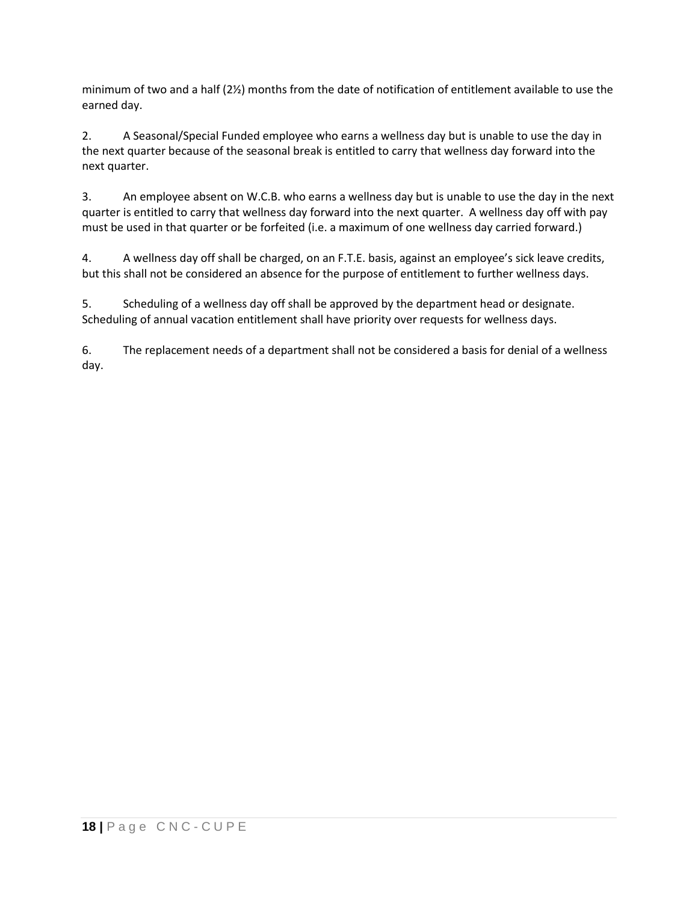minimum of two and a half (2½) months from the date of notification of entitlement available to use the earned day.

2. A Seasonal/Special Funded employee who earns a wellness day but is unable to use the day in the next quarter because of the seasonal break is entitled to carry that wellness day forward into the next quarter.

3. An employee absent on W.C.B. who earns a wellness day but is unable to use the day in the next quarter is entitled to carry that wellness day forward into the next quarter. A wellness day off with pay must be used in that quarter or be forfeited (i.e. a maximum of one wellness day carried forward.)

4. A wellness day off shall be charged, on an F.T.E. basis, against an employee's sick leave credits, but this shall not be considered an absence for the purpose of entitlement to further wellness days.

5. Scheduling of a wellness day off shall be approved by the department head or designate. Scheduling of annual vacation entitlement shall have priority over requests for wellness days.

6. The replacement needs of a department shall not be considered a basis for denial of a wellness day.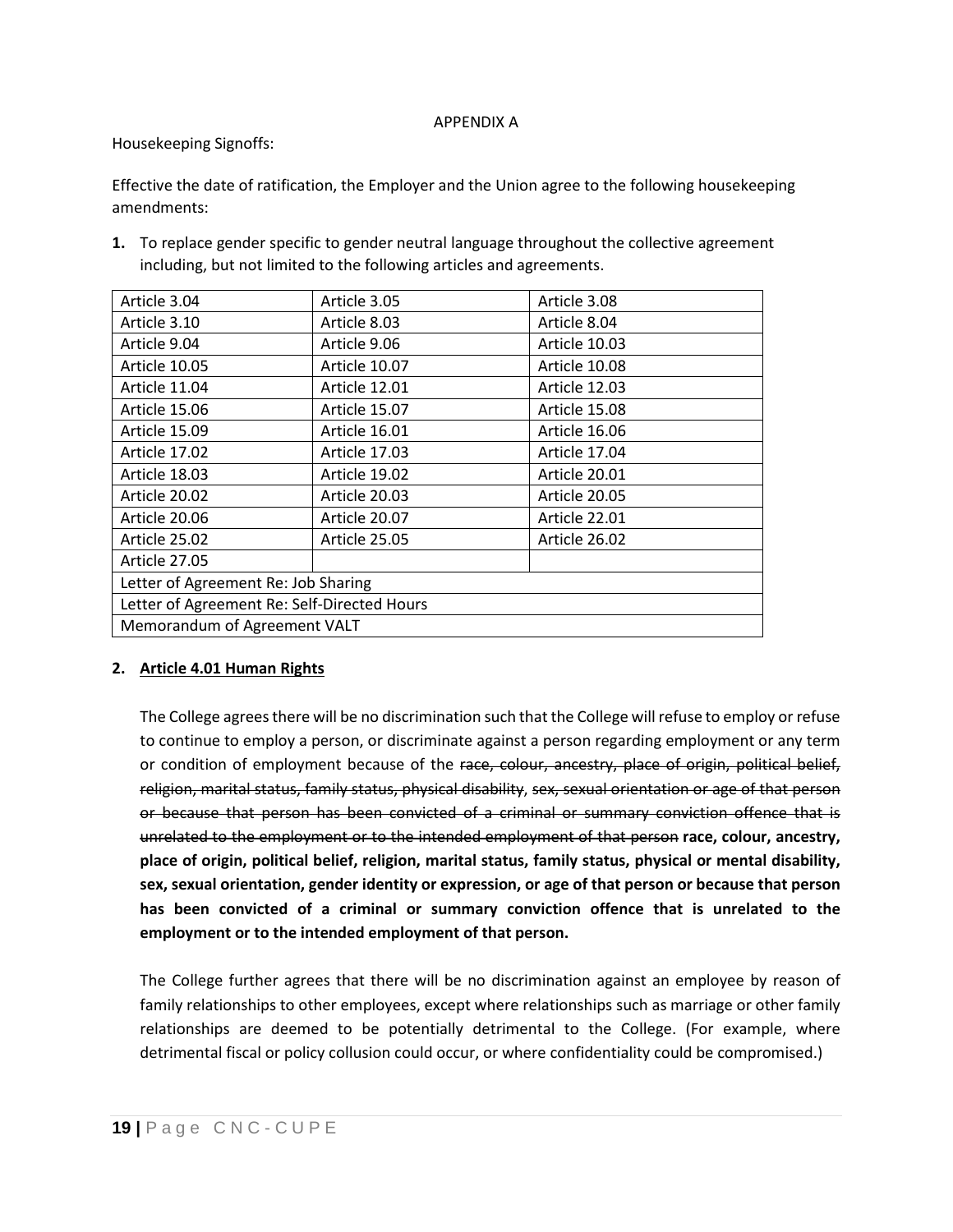APPENDIX A

Housekeeping Signoffs:

Effective the date of ratification, the Employer and the Union agree to the following housekeeping amendments:

1. To replace gender specific to gender neutral language throughout the collective agreement including, but not limited to the following articles and agreements.

| | | |
|---|---|---|
| Article 3.04 | Article 3.05 | Article 3.08 |
| Article 3.10 | Article 8.03 | Article 8.04 |
| Article 9.04 | Article 9.06 | Article 10.03 |
| Article 10.05 | Article 10.07 | Article 10.08 |
| Article 11.04 | Article 12.01 | Article 12.03 |
| Article 15.06 | Article 15.07 | Article 15.08 |
| Article 15.09 | Article 16.01 | Article 16.06 |
| Article 17.02 | Article 17.03 | Article 17.04 |
| Article 18.03 | Article 19.02 | Article 20.01 |
| Article 20.02 | Article 20.03 | Article 20.05 |
| Article 20.06 | Article 20.07 | Article 22.01 |
| Article 25.02 | Article 25.05 | Article 26.02 |
| Article 27.05 | | |
| Letter of Agreement Re: Job Sharing | | |
| Letter of Agreement Re: Self-Directed Hours | | |
| Memorandum of Agreement VALT | | |

2. **Article 4.01 Human Rights**

The College agrees there will be no discrimination such that the College will refuse to employ or refuse to continue to employ a person, or discriminate against a person regarding employment or any term or condition of employment because of the ~~race, colour, ancestry, place of origin, political belief, religion, marital status, family status, physical disability, sex, sexual orientation or age of that person or because that person has been convicted of a criminal or summary conviction offence that is unrelated to the employment or to the intended employment of that person~~ **race, colour, ancestry, place of origin, political belief, religion, marital status, family status, physical or mental disability, sex, sexual orientation, gender identity or expression, or age of that person or because that person has been convicted of a criminal or summary conviction offence that is unrelated to the employment or to the intended employment of that person.**

The College further agrees that there will be no discrimination against an employee by reason of family relationships to other employees, except where relationships such as marriage or other family relationships are deemed to be potentially detrimental to the College. (For example, where detrimental fiscal or policy collusion could occur, or where confidentiality could be compromised.)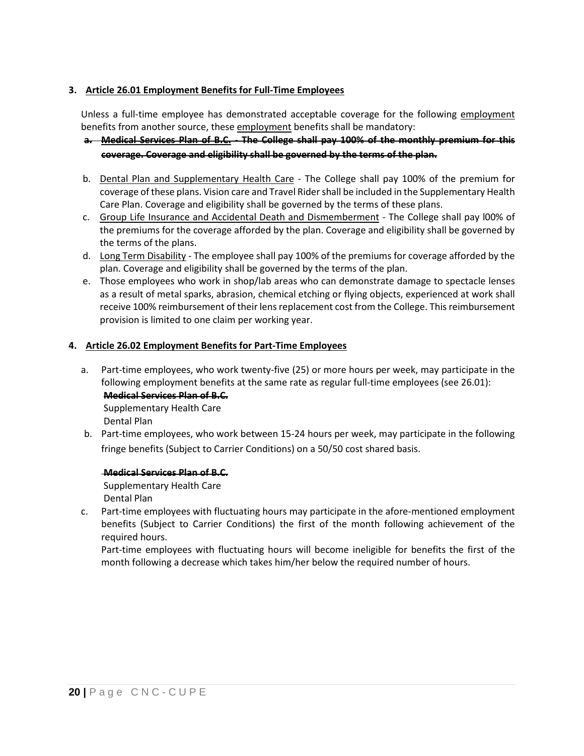**3. Article 26.01 Employment Benefits for Full-Time Employees**

Unless a full-time employee has demonstrated acceptable coverage for the following <u>employment</u> benefits from another source, these <u>employment</u> benefits shall be mandatory:

a. ~~**Medical Services Plan of B.C. - The College shall pay 100% of the monthly premium for this coverage. Coverage and eligibility shall be governed by the terms of the plan.**~~

b. <u>Dental Plan and Supplementary Health Care</u> - The College shall pay 100% of the premium for coverage of these plans. Vision care and Travel Rider shall be included in the Supplementary Health Care Plan. Coverage and eligibility shall be governed by the terms of these plans.

c. <u>Group Life Insurance and Accidental Death and Dismemberment</u> - The College shall pay l00% of the premiums for the coverage afforded by the plan. Coverage and eligibility shall be governed by the terms of the plans.

d. <u>Long Term Disability</u> - The employee shall pay 100% of the premiums for coverage afforded by the plan. Coverage and eligibility shall be governed by the terms of the plan.

e. Those employees who work in shop/lab areas who can demonstrate damage to spectacle lenses as a result of metal sparks, abrasion, chemical etching or flying objects, experienced at work shall receive 100% reimbursement of their lens replacement cost from the College. This reimbursement provision is limited to one claim per working year.

**4. Article 26.02 Employment Benefits for Part-Time Employees**

a. Part-time employees, who work twenty-five (25) or more hours per week, may participate in the following employment benefits at the same rate as regular full-time employees (see 26.01):

   ~~**Medical Services Plan of B.C.**~~
   Supplementary Health Care
   Dental Plan

b. Part-time employees, who work between 15-24 hours per week, may participate in the following fringe benefits (Subject to Carrier Conditions) on a 50/50 cost shared basis.

   ~~**Medical Services Plan of B.C.**~~
   Supplementary Health Care
   Dental Plan

c. Part-time employees with fluctuating hours may participate in the afore-mentioned employment benefits (Subject to Carrier Conditions) the first of the month following achievement of the required hours.

   Part-time employees with fluctuating hours will become ineligible for benefits the first of the month following a decrease which takes him/her below the required number of hours.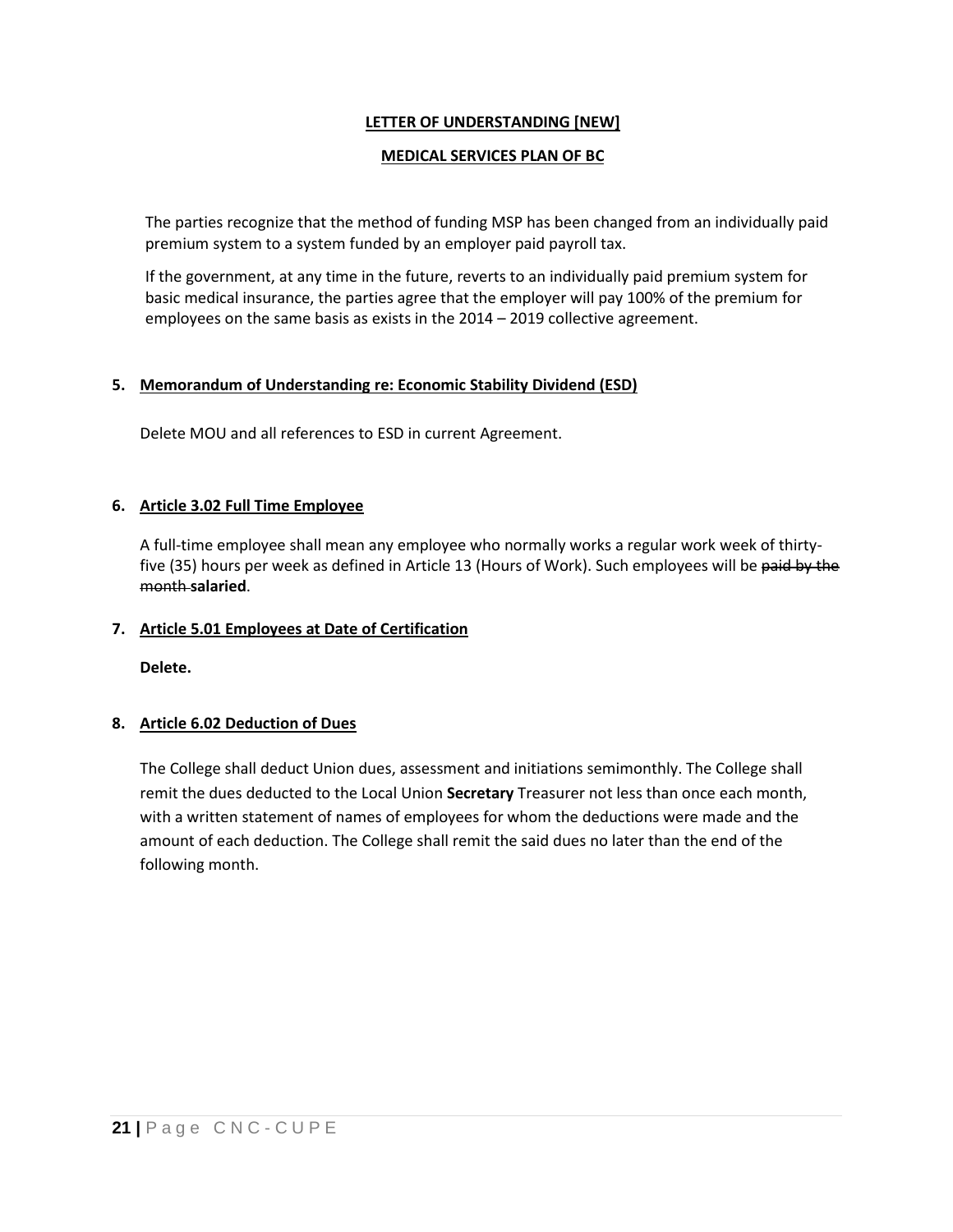**<u>LETTER OF UNDERSTANDING [NEW]</u>**

**<u>MEDICAL SERVICES PLAN OF BC</u>**

The parties recognize that the method of funding MSP has been changed from an individually paid premium system to a system funded by an employer paid payroll tax.

If the government, at any time in the future, reverts to an individually paid premium system for basic medical insurance, the parties agree that the employer will pay 100% of the premium for employees on the same basis as exists in the 2014 – 2019 collective agreement.

**5. <u>Memorandum of Understanding re: Economic Stability Dividend (ESD)</u>**

Delete MOU and all references to ESD in current Agreement.

**6. <u>Article 3.02 Full Time Employee</u>**

A full-time employee shall mean any employee who normally works a regular work week of thirty-five (35) hours per week as defined in Article 13 (Hours of Work). Such employees will be ~~paid by the month~~ **salaried**.

**7. <u>Article 5.01 Employees at Date of Certification</u>**

**Delete.**

**8. <u>Article 6.02 Deduction of Dues</u>**

The College shall deduct Union dues, assessment and initiations semimonthly. The College shall remit the dues deducted to the Local Union **Secretary** Treasurer not less than once each month, with a written statement of names of employees for whom the deductions were made and the amount of each deduction. The College shall remit the said dues no later than the end of the following month.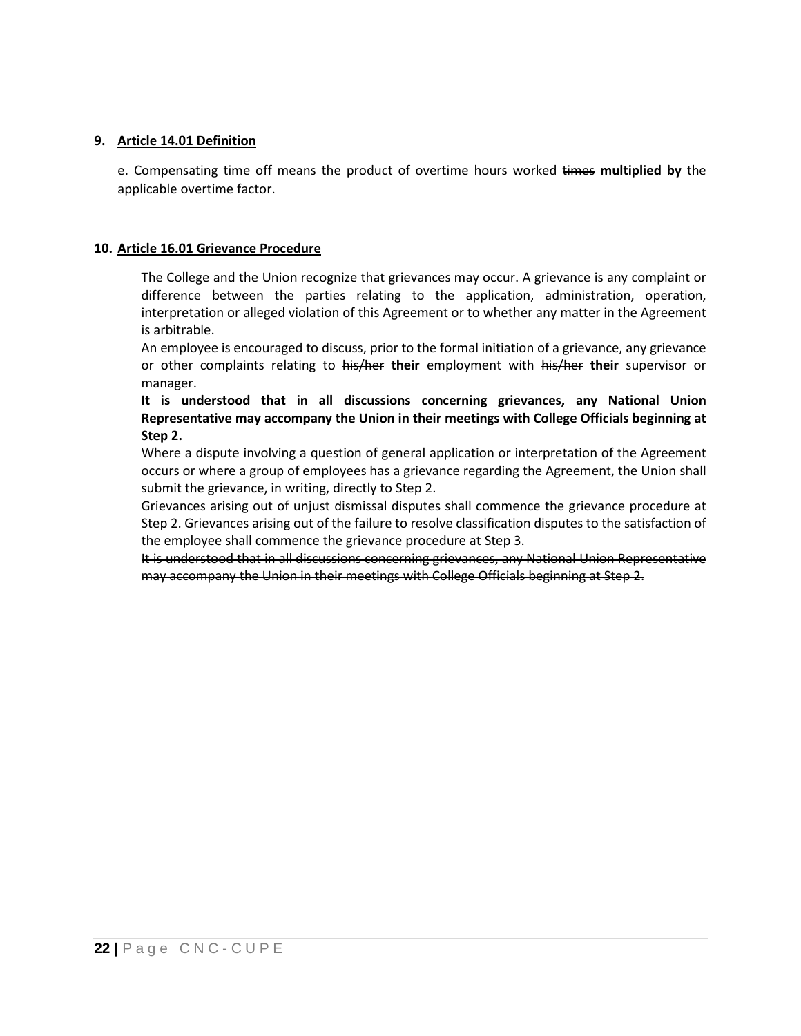**9. Article 14.01 Definition**

e. Compensating time off means the product of overtime hours worked ~~times~~ **multiplied by** the applicable overtime factor.

**10. Article 16.01 Grievance Procedure**

The College and the Union recognize that grievances may occur. A grievance is any complaint or difference between the parties relating to the application, administration, operation, interpretation or alleged violation of this Agreement or to whether any matter in the Agreement is arbitrable.

An employee is encouraged to discuss, prior to the formal initiation of a grievance, any grievance or other complaints relating to ~~his/her~~ **their** employment with ~~his/her~~ **their** supervisor or manager.

**It is understood that in all discussions concerning grievances, any National Union Representative may accompany the Union in their meetings with College Officials beginning at Step 2.**

Where a dispute involving a question of general application or interpretation of the Agreement occurs or where a group of employees has a grievance regarding the Agreement, the Union shall submit the grievance, in writing, directly to Step 2.

Grievances arising out of unjust dismissal disputes shall commence the grievance procedure at Step 2. Grievances arising out of the failure to resolve classification disputes to the satisfaction of the employee shall commence the grievance procedure at Step 3.

~~It is understood that in all discussions concerning grievances, any National Union Representative may accompany the Union in their meetings with College Officials beginning at Step 2.~~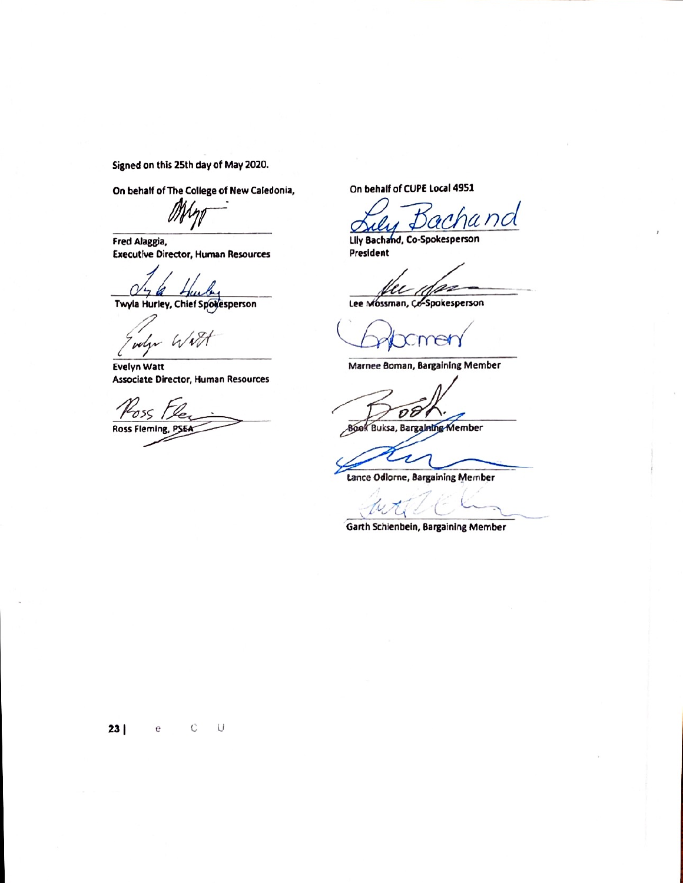Signed on this 25th day of May 2020.

On behalf of The College of New Caledonia,

Fred Alaggia,
Executive Director, Human Resources

Twyla Hurley, Chief Spokesperson

Evelyn Watt
Associate Director, Human Resources

Ross Fleming, PSEA

On behalf of CUPE Local 4951

Lily Bachand, Co-Spokesperson
President

Lee Mossman, Co-Spokesperson

Marnee Boman, Bargaining Member

Book Buksa, Bargaining Member

Lance Odlorne, Bargaining Member

Garth Schlenbein, Bargaining Member